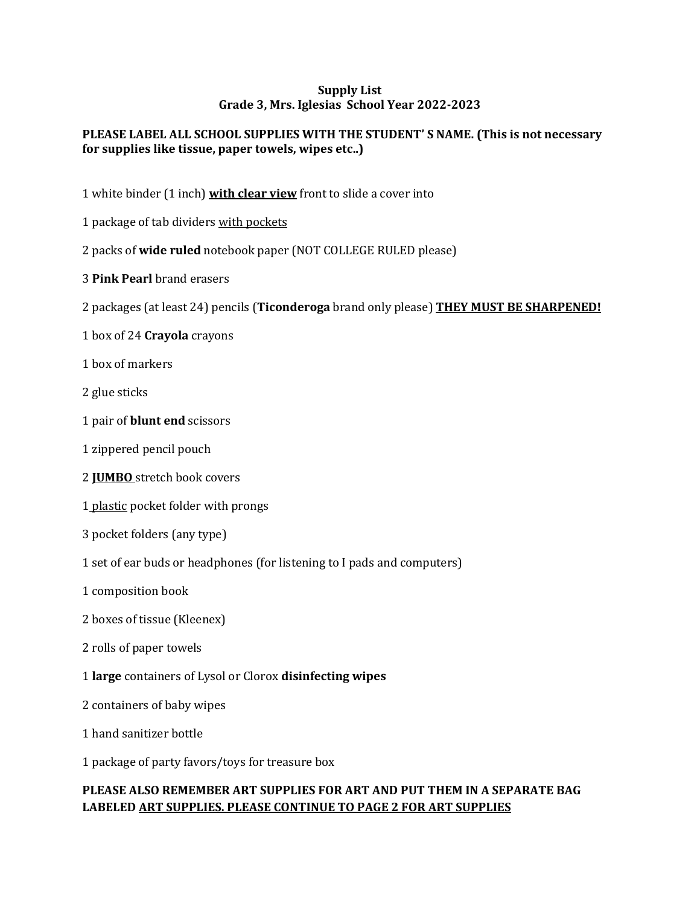**Supply List**
**Grade 3, Mrs. Iglesias School Year 2022-2023**

**PLEASE LABEL ALL SCHOOL SUPPLIES WITH THE STUDENT' S NAME. (This is not necessary for supplies like tissue, paper towels, wipes etc..)**

1 white binder (1 inch) **<u>with clear view</u>** front to slide a cover into

1 package of tab dividers <u>with pockets</u>

2 packs of **wide ruled** notebook paper (NOT COLLEGE RULED please)

3 **Pink Pearl** brand erasers

2 packages (at least 24) pencils (**Ticonderoga** brand only please) **<u>THEY MUST BE SHARPENED!</u>**

1 box of 24 **Crayola** crayons

1 box of markers

2 glue sticks

1 pair of **blunt end** scissors

1 zippered pencil pouch

2 **<u>JUMBO</u>** stretch book covers

1 <u>plastic</u> pocket folder with prongs

3 pocket folders (any type)

1 set of ear buds or headphones (for listening to I pads and computers)

1 composition book

2 boxes of tissue (Kleenex)

2 rolls of paper towels

1 **large** containers of Lysol or Clorox **disinfecting wipes**

2 containers of baby wipes

1 hand sanitizer bottle

1 package of party favors/toys for treasure box

**PLEASE ALSO REMEMBER ART SUPPLIES FOR ART AND PUT THEM IN A SEPARATE BAG LABELED <u>ART SUPPLIES. PLEASE CONTINUE TO PAGE 2 FOR ART SUPPLIES</u>**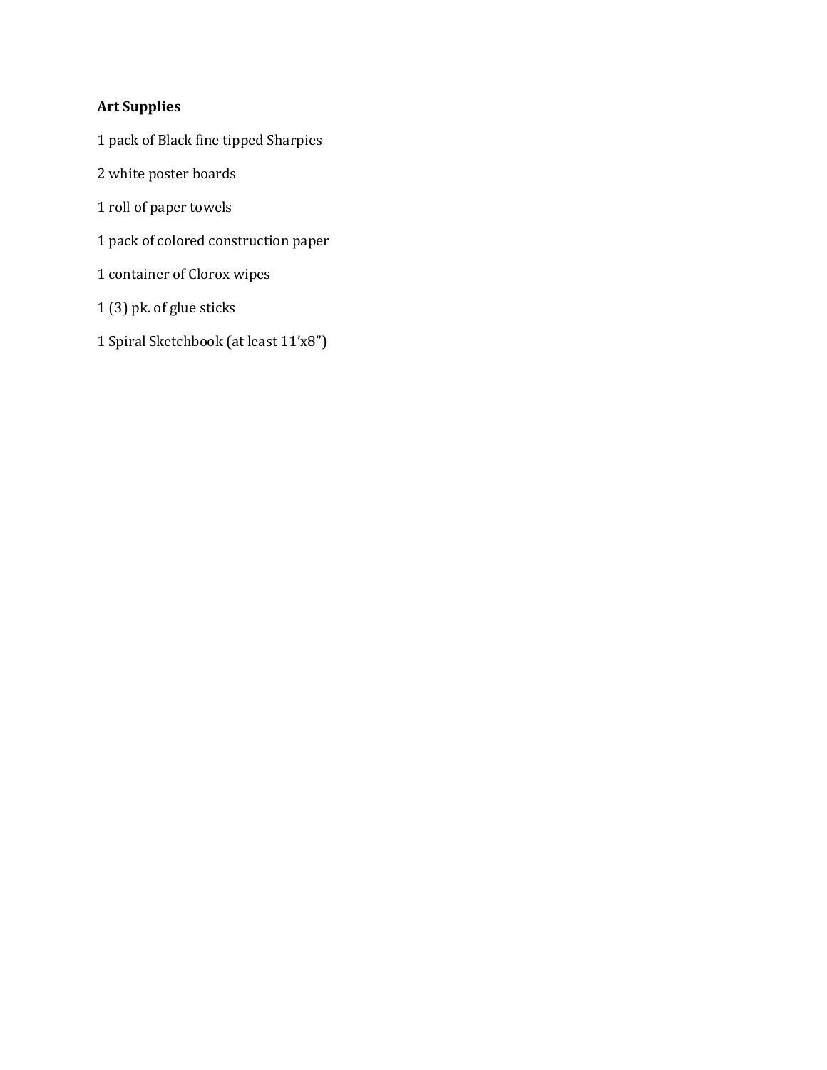**Art Supplies**

1 pack of Black fine tipped Sharpies

2 white poster boards

1 roll of paper towels

1 pack of colored construction paper

1 container of Clorox wipes

1 (3) pk. of glue sticks

1 Spiral Sketchbook (at least 11'x8")